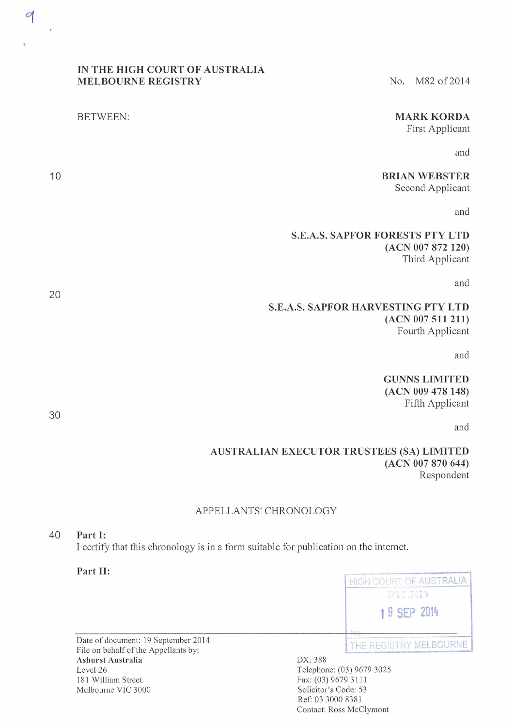IN THE HIGH COURT OF AUSTRALIA
MELBOURNE REGISTRY

No. M82 of 2014

BETWEEN:

**MARK KORDA**
First Applicant

and

**BRIAN WEBSTER**
Second Applicant

and

**S.E.A.S. SAPFOR FORESTS PTY LTD**
**(ACN 007 872 120)**
Third Applicant

and

**S.E.A.S. SAPFOR HARVESTING PTY LTD**
**(ACN 007 511 211)**
Fourth Applicant

and

**GUNNS LIMITED**
**(ACN 009 478 148)**
Fifth Applicant

and

**AUSTRALIAN EXECUTOR TRUSTEES (SA) LIMITED**
**(ACN 007 870 644)**
Respondent

APPELLANTS' CHRONOLOGY

**Part I:**
I certify that this chronology is in a form suitable for publication on the internet.

**Part II:**

HIGH COURT OF AUSTRALIA
FILED
19 SEP 2014
THE REGISTRY MELBOURNE

Date of document: 19 September 2014
File on behalf of the Appellants by:
**Ashurst Australia**
Level 26
181 William Street
Melbourne VIC 3000

DX: 388
Telephone: (03) 9679 3025
Fax: (03) 9679 3111
Solicitor's Code: 53
Ref: 03 3000 8381
Contact: Ross McClymont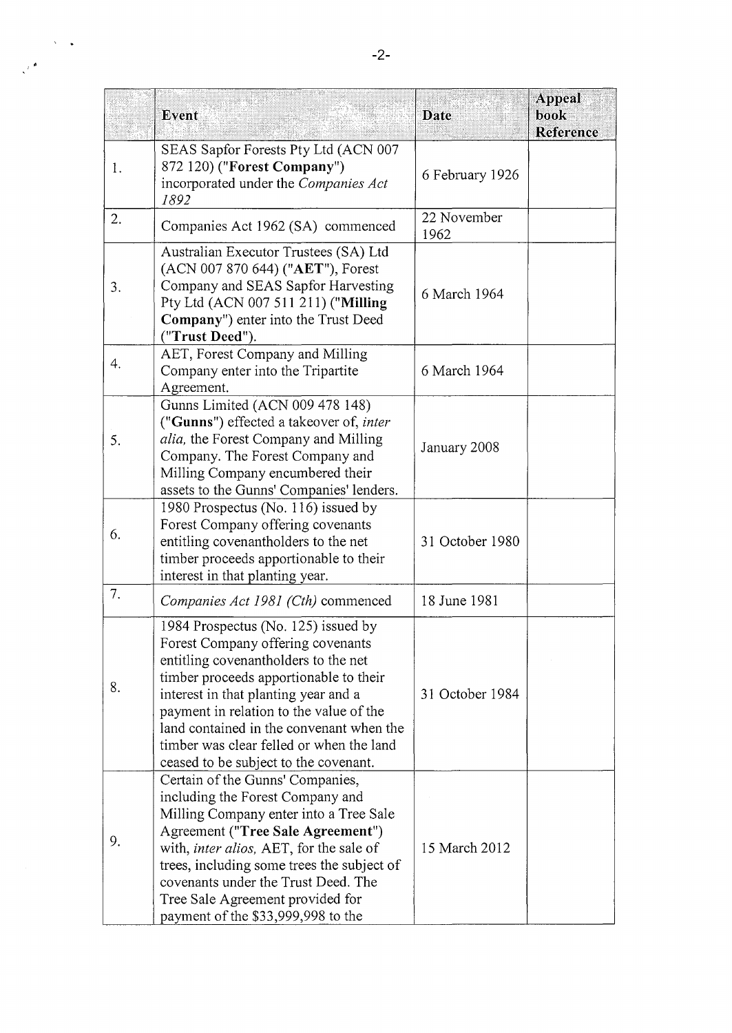| | Event | Date | Appeal book Reference |
|---|---|---|---|
| 1. | SEAS Sapfor Forests Pty Ltd (ACN 007 872 120) ("**Forest Company**") incorporated under the *Companies Act 1892* | 6 February 1926 | |
| 2. | Companies Act 1962 (SA) commenced | 22 November 1962 | |
| 3. | Australian Executor Trustees (SA) Ltd (ACN 007 870 644) ("**AET**"), Forest Company and SEAS Sapfor Harvesting Pty Ltd (ACN 007 511 211) ("**Milling Company**") enter into the Trust Deed ("**Trust Deed**"). | 6 March 1964 | |
| 4. | AET, Forest Company and Milling Company enter into the Tripartite Agreement. | 6 March 1964 | |
| 5. | Gunns Limited (ACN 009 478 148) ("**Gunns**") effected a takeover of, *inter alia*, the Forest Company and Milling Company. The Forest Company and Milling Company encumbered their assets to the Gunns' Companies' lenders. | January 2008 | |
| 6. | 1980 Prospectus (No. 116) issued by Forest Company offering covenants entitling covenantholders to the net timber proceeds apportionable to their interest in that planting year. | 31 October 1980 | |
| 7. | *Companies Act 1981 (Cth)* commenced | 18 June 1981 | |
| 8. | 1984 Prospectus (No. 125) issued by Forest Company offering covenants entitling covenantholders to the net timber proceeds apportionable to their interest in that planting year and a payment in relation to the value of the land contained in the convenant when the timber was clear felled or when the land ceased to be subject to the covenant. | 31 October 1984 | |
| 9. | Certain of the Gunns' Companies, including the Forest Company and Milling Company enter into a Tree Sale Agreement ("**Tree Sale Agreement**") with, *inter alios*, AET, for the sale of trees, including some trees the subject of covenants under the Trust Deed. The Tree Sale Agreement provided for payment of the $33,999,998 to the | 15 March 2012 | |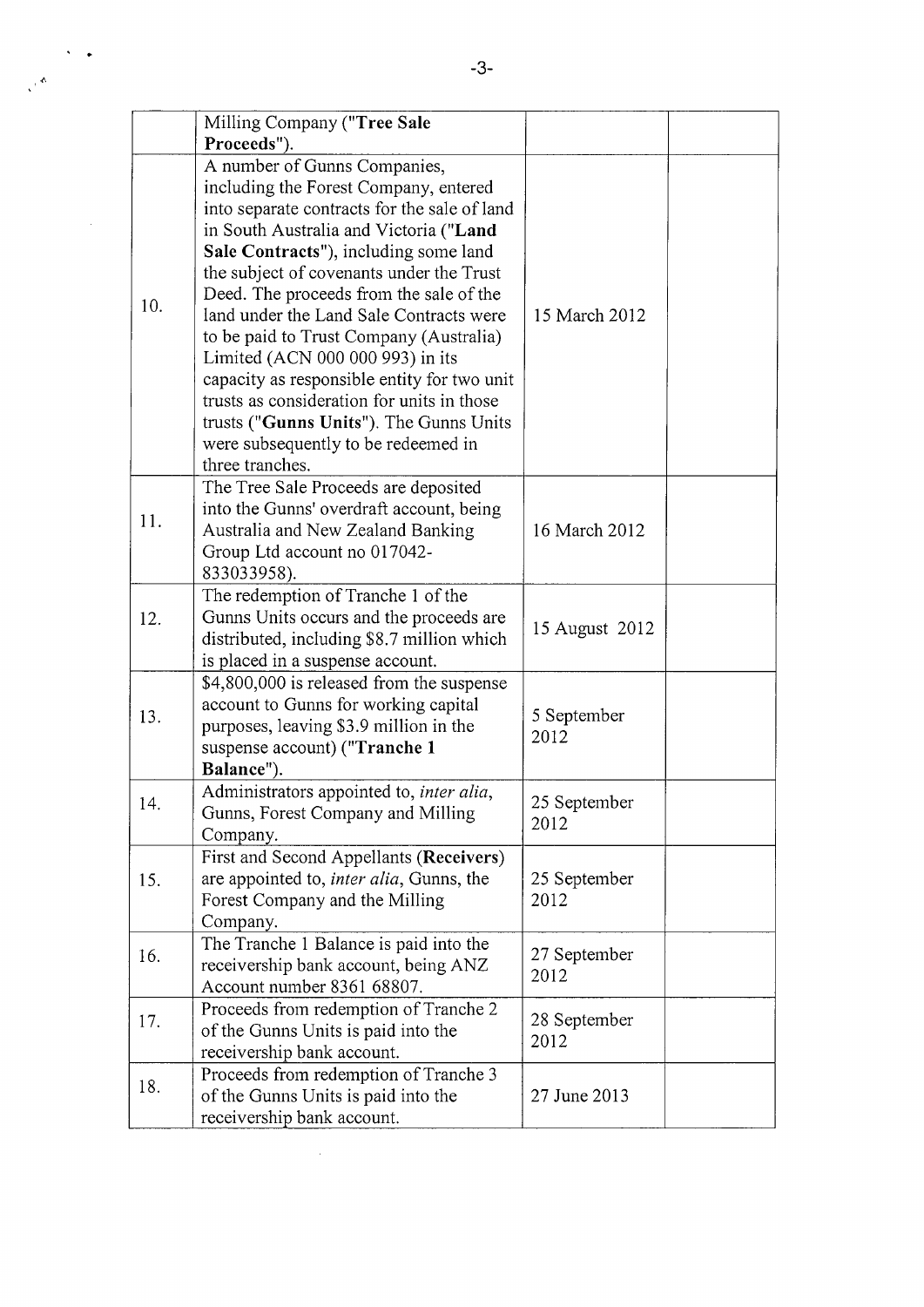| | | | |
|---|---|---|---|
| | Milling Company ("**Tree Sale Proceeds**"). | | |
| 10. | A number of Gunns Companies, including the Forest Company, entered into separate contracts for the sale of land in South Australia and Victoria ("**Land Sale Contracts**"), including some land the subject of covenants under the Trust Deed. The proceeds from the sale of the land under the Land Sale Contracts were to be paid to Trust Company (Australia) Limited (ACN 000 000 993) in its capacity as responsible entity for two unit trusts as consideration for units in those trusts ("**Gunns Units**"). The Gunns Units were subsequently to be redeemed in three tranches. | 15 March 2012 | |
| 11. | The Tree Sale Proceeds are deposited into the Gunns' overdraft account, being Australia and New Zealand Banking Group Ltd account no 017042-833033958). | 16 March 2012 | |
| 12. | The redemption of Tranche 1 of the Gunns Units occurs and the proceeds are distributed, including $8.7 million which is placed in a suspense account. | 15 August 2012 | |
| 13. | $4,800,000 is released from the suspense account to Gunns for working capital purposes, leaving $3.9 million in the suspense account) ("**Tranche 1 Balance**"). | 5 September 2012 | |
| 14. | Administrators appointed to, *inter alia*, Gunns, Forest Company and Milling Company. | 25 September 2012 | |
| 15. | First and Second Appellants (**Receivers**) are appointed to, *inter alia*, Gunns, the Forest Company and the Milling Company. | 25 September 2012 | |
| 16. | The Tranche 1 Balance is paid into the receivership bank account, being ANZ Account number 8361 68807. | 27 September 2012 | |
| 17. | Proceeds from redemption of Tranche 2 of the Gunns Units is paid into the receivership bank account. | 28 September 2012 | |
| 18. | Proceeds from redemption of Tranche 3 of the Gunns Units is paid into the receivership bank account. | 27 June 2013 | |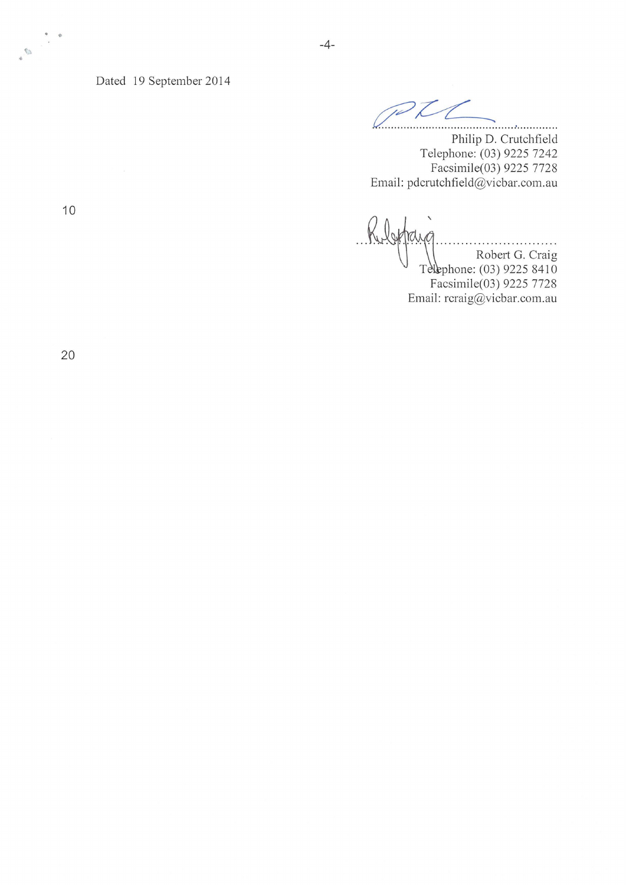Dated 19 September 2014

Philip D. Crutchfield
Telephone: (03) 9225 7242
Facsimile(03) 9225 7728
Email: pdcrutchfield@vicbar.com.au

Robert G. Craig
Telephone: (03) 9225 8410
Facsimile(03) 9225 7728
Email: rcraig@vicbar.com.au